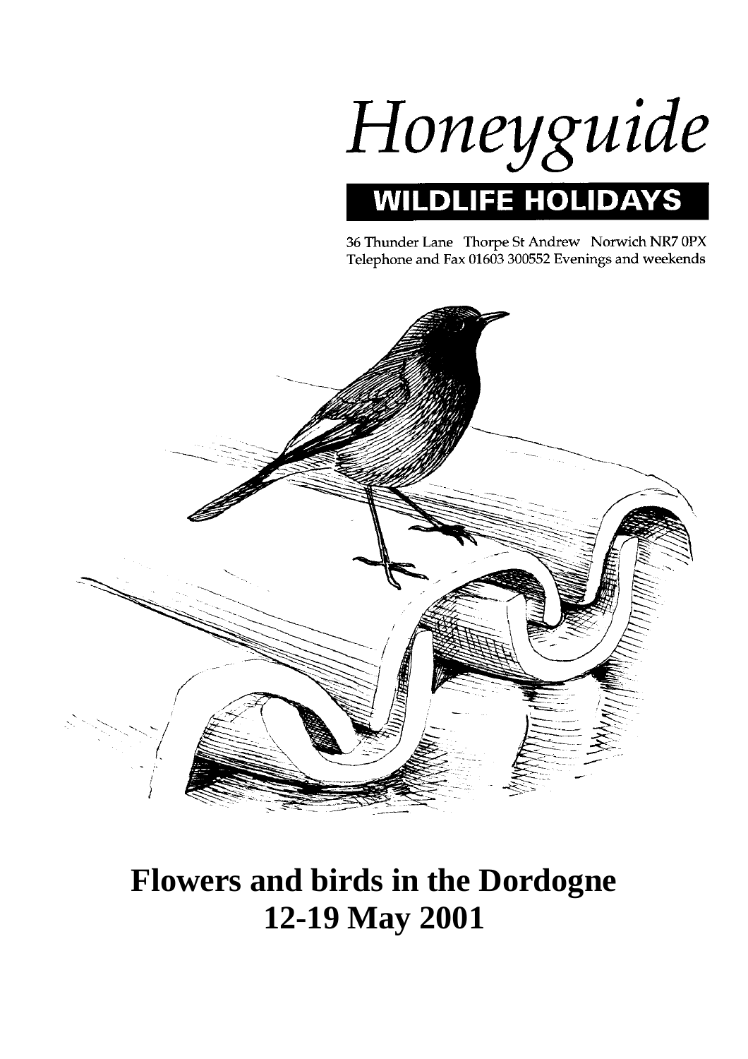# Honeyguide

**WILDLIFE HOLIDAYS**

36 Thunder Lane Thorpe St Andrew Norwich NR7 0PX
Telephone and Fax 01603 300552 Evenings and weekends

# Flowers and birds in the Dordogne
# 12-19 May 2001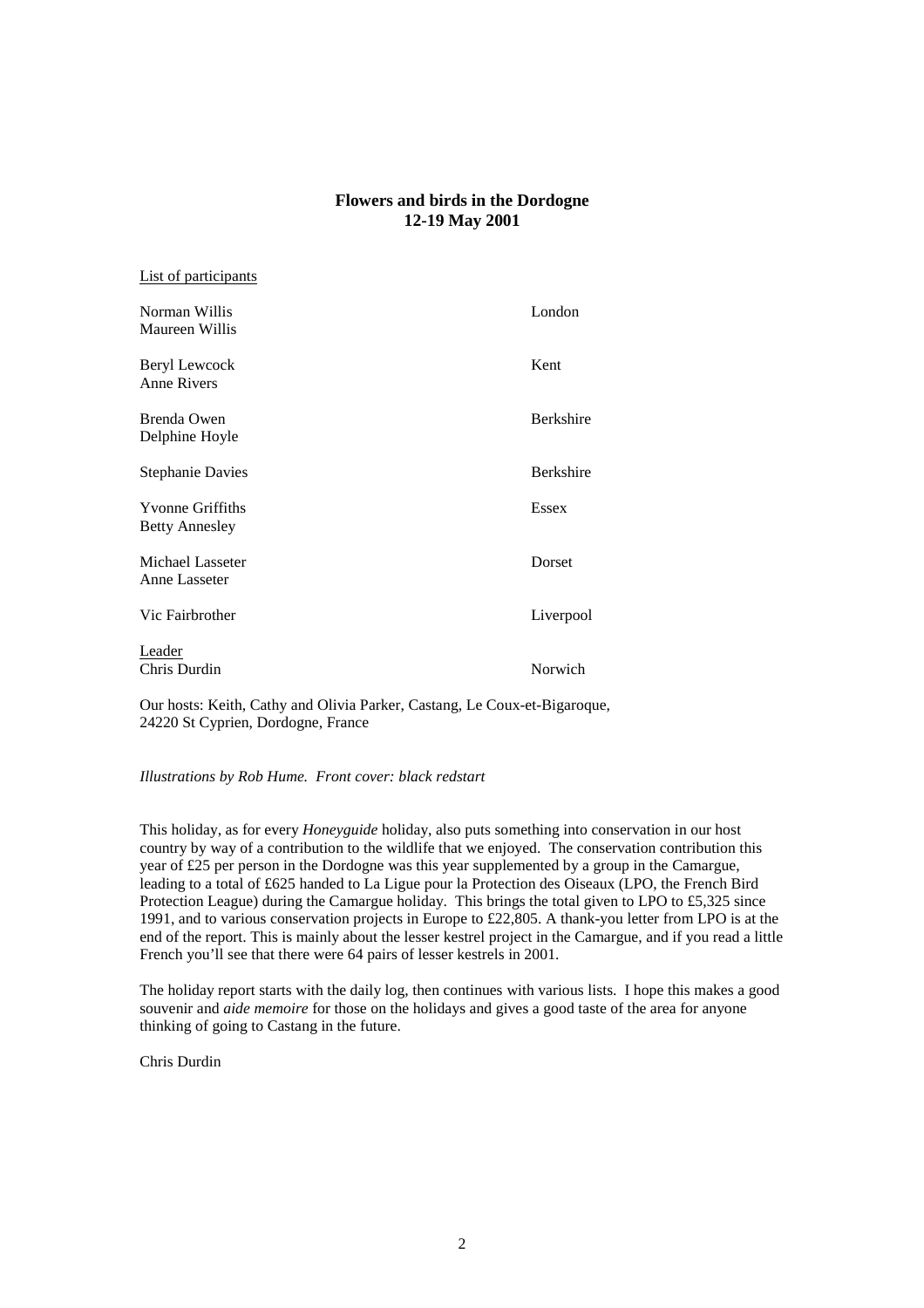# **Flows and birds in the Dordogne**

Wait—

# Flowers and birds in the Dordogne
## 12-19 May 2001

List of participants

| | |
|---|---|
| Norman Willis<br>Maureen Willis | London |
| Beryl Lewcock<br>Anne Rivers | Kent |
| Brenda Owen<br>Delphine Hoyle | Berkshire |
| Stephanie Davies | Berkshire |
| Yvonne Griffiths<br>Betty Annesley | Essex |
| Michael Lasseter<br>Anne Lasseter | Dorset |
| Vic Fairbrother | Liverpool |
| Leader<br>Chris Durdin | Norwich |

Our hosts: Keith, Cathy and Olivia Parker, Castang, Le Coux-et-Bigaroque, 24220 St Cyprien, Dordogne, France

*Illustrations by Rob Hume. Front cover: black redstart*

This holiday, as for every *Honeyguide* holiday, also puts something into conservation in our host country by way of a contribution to the wildlife that we enjoyed. The conservation contribution this year of £25 per person in the Dordogne was this year supplemented by a group in the Camargue, leading to a total of £625 handed to La Ligue pour la Protection des Oiseaux (LPO, the French Bird Protection League) during the Camargue holiday. This brings the total given to LPO to £5,325 since 1991, and to various conservation projects in Europe to £22,805. A thank-you letter from LPO is at the end of the report. This is mainly about the lesser kestrel project in the Camargue, and if you read a little French you'll see that there were 64 pairs of lesser kestrels in 2001.

The holiday report starts with the daily log, then continues with various lists. I hope this makes a good souvenir and *aide memoire* for those on the holidays and gives a good taste of the area for anyone thinking of going to Castang in the future.

Chris Durdin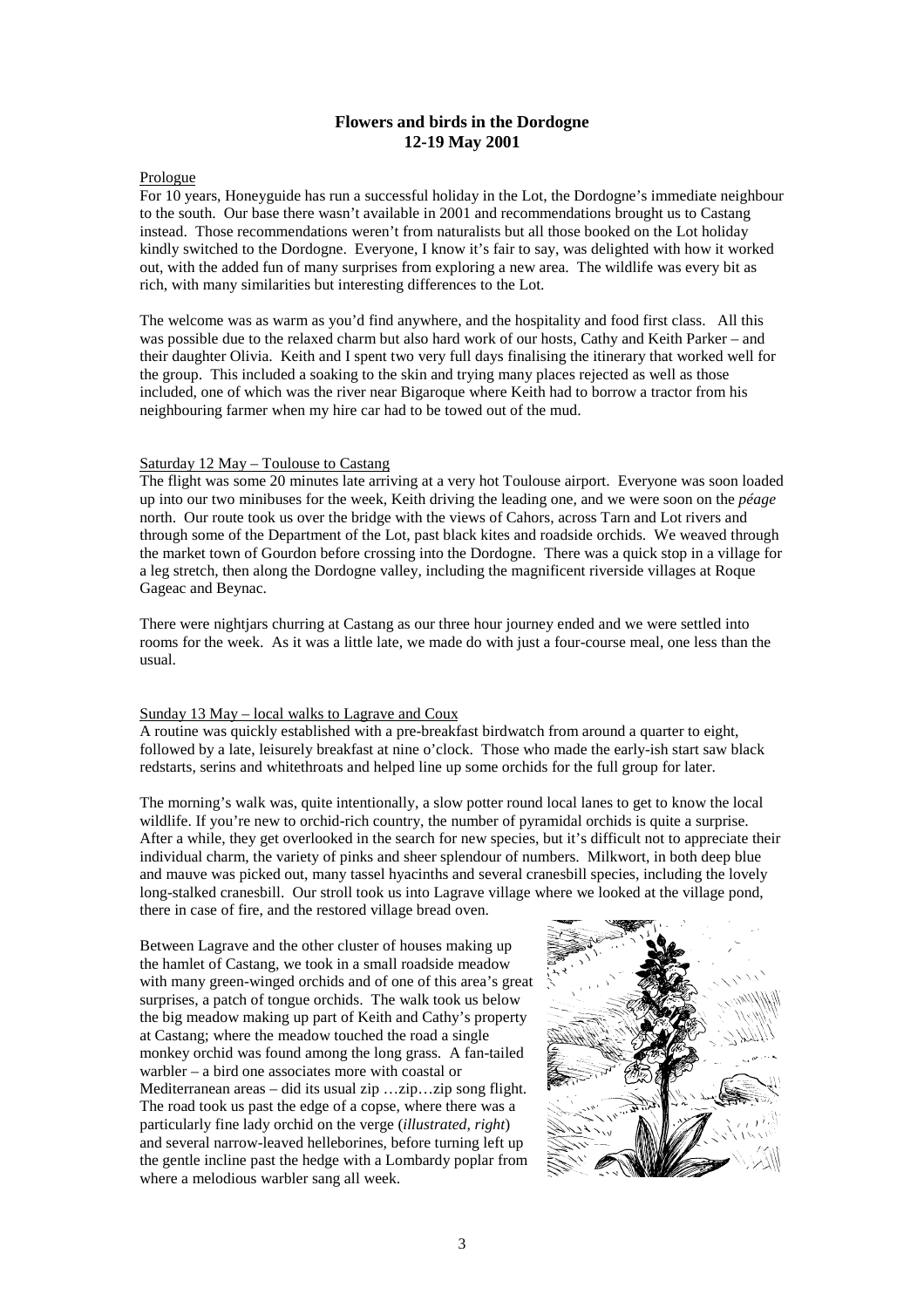# Flowers and birds in the Dordogne
## 12-19 May 2001

Prologue

For 10 years, Honeyguide has run a successful holiday in the Lot, the Dordogne's immediate neighbour to the south. Our base there wasn't available in 2001 and recommendations brought us to Castang instead. Those recommendations weren't from naturalists but all those booked on the Lot holiday kindly switched to the Dordogne. Everyone, I know it's fair to say, was delighted with how it worked out, with the added fun of many surprises from exploring a new area. The wildlife was every bit as rich, with many similarities but interesting differences to the Lot.

The welcome was as warm as you'd find anywhere, and the hospitality and food first class. All this was possible due to the relaxed charm but also hard work of our hosts, Cathy and Keith Parker – and their daughter Olivia. Keith and I spent two very full days finalising the itinerary that worked well for the group. This included a soaking to the skin and trying many places rejected as well as those included, one of which was the river near Bigaroque where Keith had to borrow a tractor from his neighbouring farmer when my hire car had to be towed out of the mud.

Saturday 12 May – Toulouse to Castang

The flight was some 20 minutes late arriving at a very hot Toulouse airport. Everyone was soon loaded up into our two minibuses for the week, Keith driving the leading one, and we were soon on the *péage* north. Our route took us over the bridge with the views of Cahors, across Tarn and Lot rivers and through some of the Department of the Lot, past black kites and roadside orchids. We weaved through the market town of Gourdon before crossing into the Dordogne. There was a quick stop in a village for a leg stretch, then along the Dordogne valley, including the magnificent riverside villages at Roque Gageac and Beynac.

There were nightjars churring at Castang as our three hour journey ended and we were settled into rooms for the week. As it was a little late, we made do with just a four-course meal, one less than the usual.

Sunday 13 May – local walks to Lagrave and Coux

A routine was quickly established with a pre-breakfast birdwatch from around a quarter to eight, followed by a late, leisurely breakfast at nine o'clock. Those who made the early-ish start saw black redstarts, serins and whitethroats and helped line up some orchids for the full group for later.

The morning's walk was, quite intentionally, a slow potter round local lanes to get to know the local wildlife. If you're new to orchid-rich country, the number of pyramidal orchids is quite a surprise. After a while, they get overlooked in the search for new species, but it's difficult not to appreciate their individual charm, the variety of pinks and sheer splendour of numbers. Milkwort, in both deep blue and mauve was picked out, many tassel hyacinths and several cranesbill species, including the lovely long-stalked cranesbill. Our stroll took us into Lagrave village where we looked at the village pond, there in case of fire, and the restored village bread oven.

Between Lagrave and the other cluster of houses making up the hamlet of Castang, we took in a small roadside meadow with many green-winged orchids and of one of this area's great surprises, a patch of tongue orchids. The walk took us below the big meadow making up part of Keith and Cathy's property at Castang; where the meadow touched the road a single monkey orchid was found among the long grass. A fan-tailed warbler – a bird one associates more with coastal or Mediterranean areas – did its usual zip …zip…zip song flight. The road took us past the edge of a copse, where there was a particularly fine lady orchid on the verge (*illustrated, right*) and several narrow-leaved helleborines, before turning left up the gentle incline past the hedge with a Lombardy poplar from where a melodious warbler sang all week.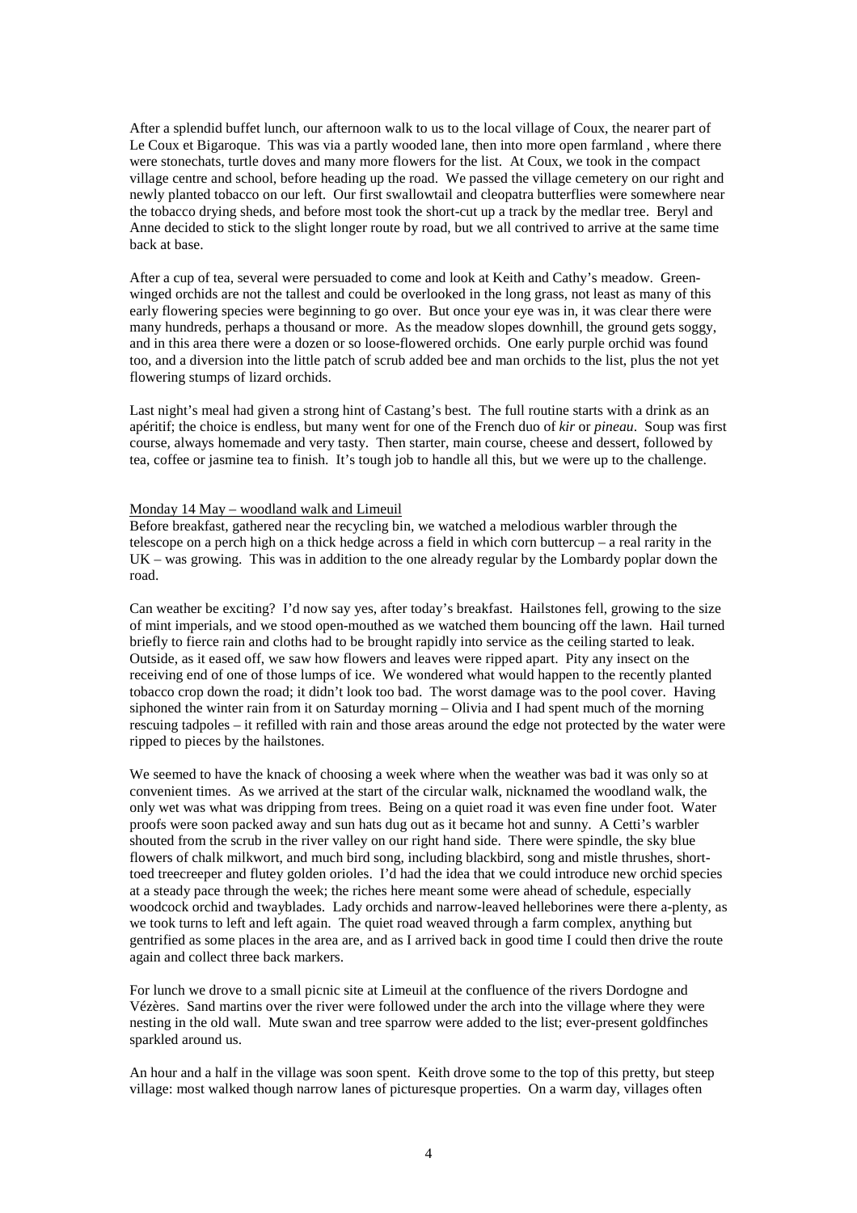After a splendid buffet lunch, our afternoon walk to us to the local village of Coux, the nearer part of Le Coux et Bigaroque. This was via a partly wooded lane, then into more open farmland , where there were stonechats, turtle doves and many more flowers for the list. At Coux, we took in the compact village centre and school, before heading up the road. We passed the village cemetery on our right and newly planted tobacco on our left. Our first swallowtail and cleopatra butterflies were somewhere near the tobacco drying sheds, and before most took the short-cut up a track by the medlar tree. Beryl and Anne decided to stick to the slight longer route by road, but we all contrived to arrive at the same time back at base.

After a cup of tea, several were persuaded to come and look at Keith and Cathy's meadow. Green-winged orchids are not the tallest and could be overlooked in the long grass, not least as many of this early flowering species were beginning to go over. But once your eye was in, it was clear there were many hundreds, perhaps a thousand or more. As the meadow slopes downhill, the ground gets soggy, and in this area there were a dozen or so loose-flowered orchids. One early purple orchid was found too, and a diversion into the little patch of scrub added bee and man orchids to the list, plus the not yet flowering stumps of lizard orchids.

Last night's meal had given a strong hint of Castang's best. The full routine starts with a drink as an apéritif; the choice is endless, but many went for one of the French duo of *kir* or *pineau*. Soup was first course, always homemade and very tasty. Then starter, main course, cheese and dessert, followed by tea, coffee or jasmine tea to finish. It's tough job to handle all this, but we were up to the challenge.

## Monday 14 May – woodland walk and Limeuil

Before breakfast, gathered near the recycling bin, we watched a melodious warbler through the telescope on a perch high on a thick hedge across a field in which corn buttercup – a real rarity in the UK – was growing. This was in addition to the one already regular by the Lombardy poplar down the road.

Can weather be exciting? I'd now say yes, after today's breakfast. Hailstones fell, growing to the size of mint imperials, and we stood open-mouthed as we watched them bouncing off the lawn. Hail turned briefly to fierce rain and cloths had to be brought rapidly into service as the ceiling started to leak. Outside, as it eased off, we saw how flowers and leaves were ripped apart. Pity any insect on the receiving end of one of those lumps of ice. We wondered what would happen to the recently planted tobacco crop down the road; it didn't look too bad. The worst damage was to the pool cover. Having siphoned the winter rain from it on Saturday morning – Olivia and I had spent much of the morning rescuing tadpoles – it refilled with rain and those areas around the edge not protected by the water were ripped to pieces by the hailstones.

We seemed to have the knack of choosing a week where when the weather was bad it was only so at convenient times. As we arrived at the start of the circular walk, nicknamed the woodland walk, the only wet was what was dripping from trees. Being on a quiet road it was even fine under foot. Water proofs were soon packed away and sun hats dug out as it became hot and sunny. A Cetti's warbler shouted from the scrub in the river valley on our right hand side. There were spindle, the sky blue flowers of chalk milkwort, and much bird song, including blackbird, song and mistle thrushes, short-toed treecreeper and flutey golden orioles. I'd had the idea that we could introduce new orchid species at a steady pace through the week; the riches here meant some were ahead of schedule, especially woodcock orchid and twayblades. Lady orchids and narrow-leaved helleborines were there a-plenty, as we took turns to left and left again. The quiet road weaved through a farm complex, anything but gentrified as some places in the area are, and as I arrived back in good time I could then drive the route again and collect three back markers.

For lunch we drove to a small picnic site at Limeuil at the confluence of the rivers Dordogne and Vézères. Sand martins over the river were followed under the arch into the village where they were nesting in the old wall. Mute swan and tree sparrow were added to the list; ever-present goldfinches sparkled around us.

An hour and a half in the village was soon spent. Keith drove some to the top of this pretty, but steep village: most walked though narrow lanes of picturesque properties. On a warm day, villages often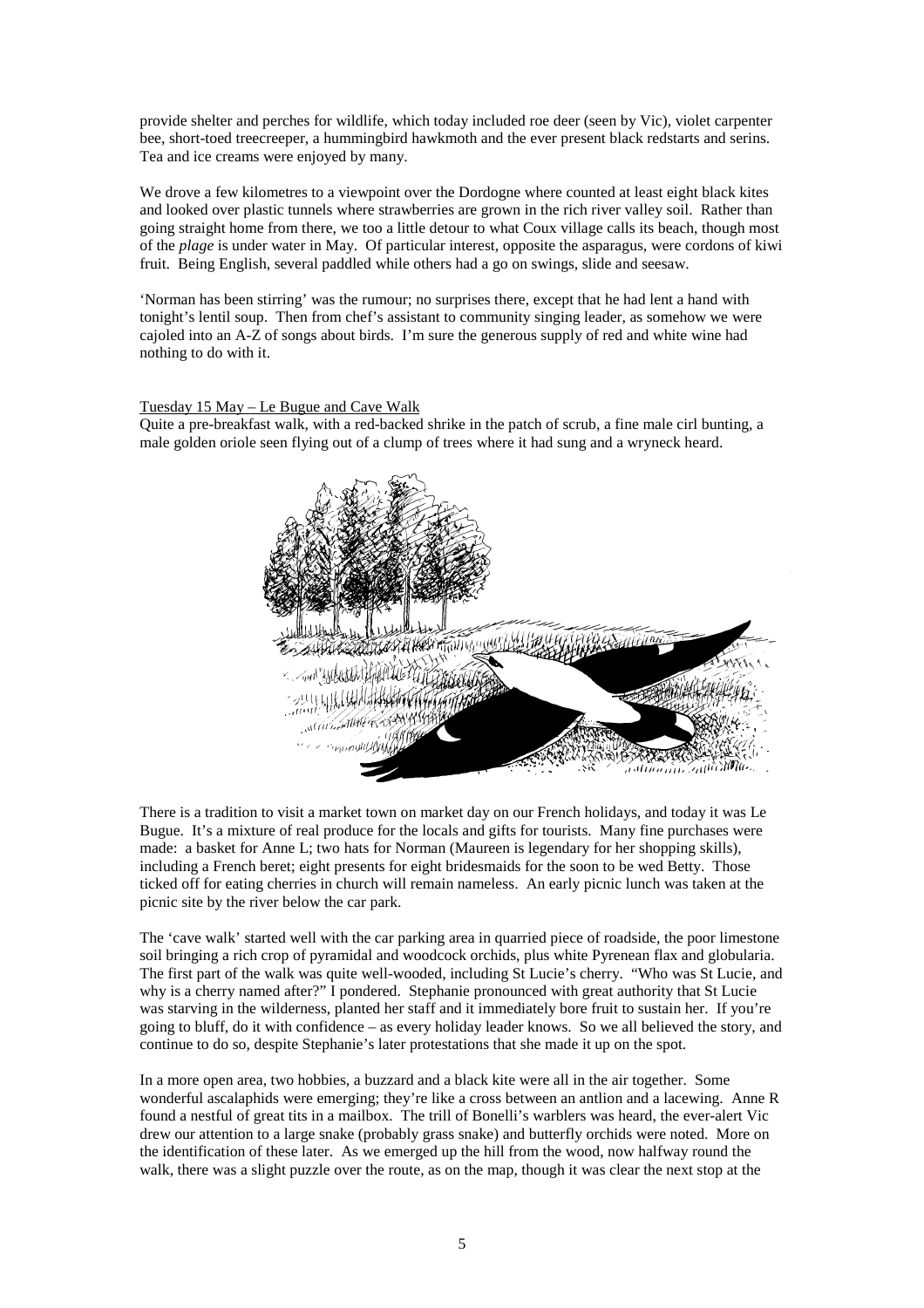provide shelter and perches for wildlife, which today included roe deer (seen by Vic), violet carpenter bee, short-toed treecreeper, a hummingbird hawkmoth and the ever present black redstarts and serins. Tea and ice creams were enjoyed by many.

We drove a few kilometres to a viewpoint over the Dordogne where counted at least eight black kites and looked over plastic tunnels where strawberries are grown in the rich river valley soil. Rather than going straight home from there, we too a little detour to what Coux village calls its beach, though most of the *plage* is under water in May. Of particular interest, opposite the asparagus, were cordons of kiwi fruit. Being English, several paddled while others had a go on swings, slide and seesaw.

'Norman has been stirring' was the rumour; no surprises there, except that he had lent a hand with tonight's lentil soup. Then from chef's assistant to community singing leader, as somehow we were cajoled into an A-Z of songs about birds. I'm sure the generous supply of red and white wine had nothing to do with it.

Tuesday 15 May – Le Bugue and Cave Walk

Quite a pre-breakfast walk, with a red-backed shrike in the patch of scrub, a fine male cirl bunting, a male golden oriole seen flying out of a clump of trees where it had sung and a wryneck heard.

There is a tradition to visit a market town on market day on our French holidays, and today it was Le Bugue. It's a mixture of real produce for the locals and gifts for tourists. Many fine purchases were made: a basket for Anne L; two hats for Norman (Maureen is legendary for her shopping skills), including a French beret; eight presents for eight bridesmaids for the soon to be wed Betty. Those ticked off for eating cherries in church will remain nameless. An early picnic lunch was taken at the picnic site by the river below the car park.

The 'cave walk' started well with the car parking area in quarried piece of roadside, the poor limestone soil bringing a rich crop of pyramidal and woodcock orchids, plus white Pyrenean flax and globularia. The first part of the walk was quite well-wooded, including St Lucie's cherry. "Who was St Lucie, and why is a cherry named after?" I pondered. Stephanie pronounced with great authority that St Lucie was starving in the wilderness, planted her staff and it immediately bore fruit to sustain her. If you're going to bluff, do it with confidence – as every holiday leader knows. So we all believed the story, and continue to do so, despite Stephanie's later protestations that she made it up on the spot.

In a more open area, two hobbies, a buzzard and a black kite were all in the air together. Some wonderful ascalaphids were emerging; they're like a cross between an antlion and a lacewing. Anne R found a nestful of great tits in a mailbox. The trill of Bonelli's warblers was heard, the ever-alert Vic drew our attention to a large snake (probably grass snake) and butterfly orchids were noted. More on the identification of these later. As we emerged up the hill from the wood, now halfway round the walk, there was a slight puzzle over the route, as on the map, though it was clear the next stop at the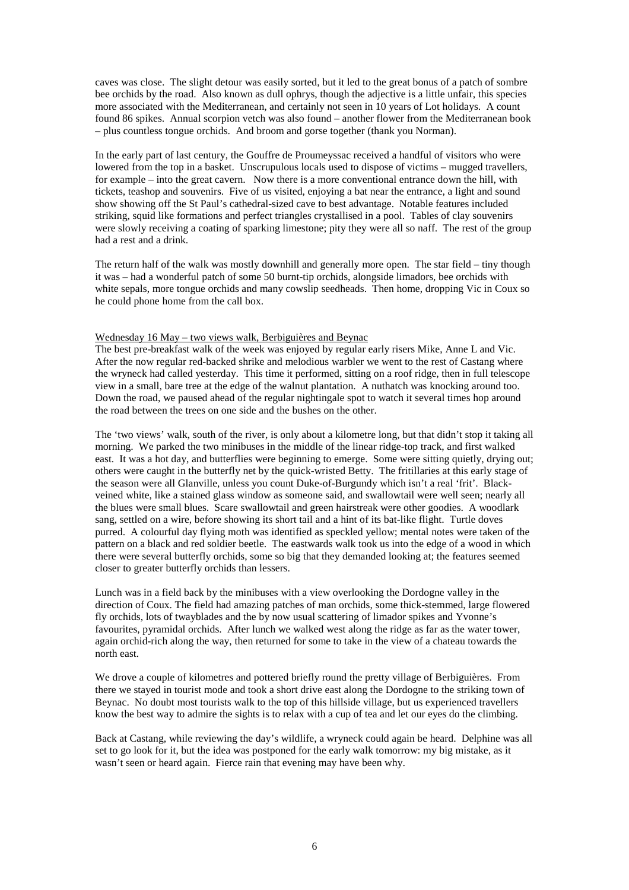caves was close. The slight detour was easily sorted, but it led to the great bonus of a patch of sombre bee orchids by the road. Also known as dull ophrys, though the adjective is a little unfair, this species more associated with the Mediterranean, and certainly not seen in 10 years of Lot holidays. A count found 86 spikes. Annual scorpion vetch was also found – another flower from the Mediterranean book – plus countless tongue orchids. And broom and gorse together (thank you Norman).

In the early part of last century, the Gouffre de Proumeyssac received a handful of visitors who were lowered from the top in a basket. Unscrupulous locals used to dispose of victims – mugged travellers, for example – into the great cavern. Now there is a more conventional entrance down the hill, with tickets, teashop and souvenirs. Five of us visited, enjoying a bat near the entrance, a light and sound show showing off the St Paul's cathedral-sized cave to best advantage. Notable features included striking, squid like formations and perfect triangles crystallised in a pool. Tables of clay souvenirs were slowly receiving a coating of sparking limestone; pity they were all so naff. The rest of the group had a rest and a drink.

The return half of the walk was mostly downhill and generally more open. The star field – tiny though it was – had a wonderful patch of some 50 burnt-tip orchids, alongside limadors, bee orchids with white sepals, more tongue orchids and many cowslip seedheads. Then home, dropping Vic in Coux so he could phone home from the call box.

<u>Wednesday 16 May – two views walk, Berbiguières and Beynac</u>

The best pre-breakfast walk of the week was enjoyed by regular early risers Mike, Anne L and Vic. After the now regular red-backed shrike and melodious warbler we went to the rest of Castang where the wryneck had called yesterday. This time it performed, sitting on a roof ridge, then in full telescope view in a small, bare tree at the edge of the walnut plantation. A nuthatch was knocking around too. Down the road, we paused ahead of the regular nightingale spot to watch it several times hop around the road between the trees on one side and the bushes on the other.

The 'two views' walk, south of the river, is only about a kilometre long, but that didn't stop it taking all morning. We parked the two minibuses in the middle of the linear ridge-top track, and first walked east. It was a hot day, and butterflies were beginning to emerge. Some were sitting quietly, drying out; others were caught in the butterfly net by the quick-wristed Betty. The fritillaries at this early stage of the season were all Glanville, unless you count Duke-of-Burgundy which isn't a real 'frit'. Black-veined white, like a stained glass window as someone said, and swallowtail were well seen; nearly all the blues were small blues. Scare swallowtail and green hairstreak were other goodies. A woodlark sang, settled on a wire, before showing its short tail and a hint of its bat-like flight. Turtle doves purred. A colourful day flying moth was identified as speckled yellow; mental notes were taken of the pattern on a black and red soldier beetle. The eastwards walk took us into the edge of a wood in which there were several butterfly orchids, some so big that they demanded looking at; the features seemed closer to greater butterfly orchids than lessers.

Lunch was in a field back by the minibuses with a view overlooking the Dordogne valley in the direction of Coux. The field had amazing patches of man orchids, some thick-stemmed, large flowered fly orchids, lots of twayblades and the by now usual scattering of limador spikes and Yvonne's favourites, pyramidal orchids. After lunch we walked west along the ridge as far as the water tower, again orchid-rich along the way, then returned for some to take in the view of a chateau towards the north east.

We drove a couple of kilometres and pottered briefly round the pretty village of Berbiguières. From there we stayed in tourist mode and took a short drive east along the Dordogne to the striking town of Beynac. No doubt most tourists walk to the top of this hillside village, but us experienced travellers know the best way to admire the sights is to relax with a cup of tea and let our eyes do the climbing.

Back at Castang, while reviewing the day's wildlife, a wryneck could again be heard. Delphine was all set to go look for it, but the idea was postponed for the early walk tomorrow: my big mistake, as it wasn't seen or heard again. Fierce rain that evening may have been why.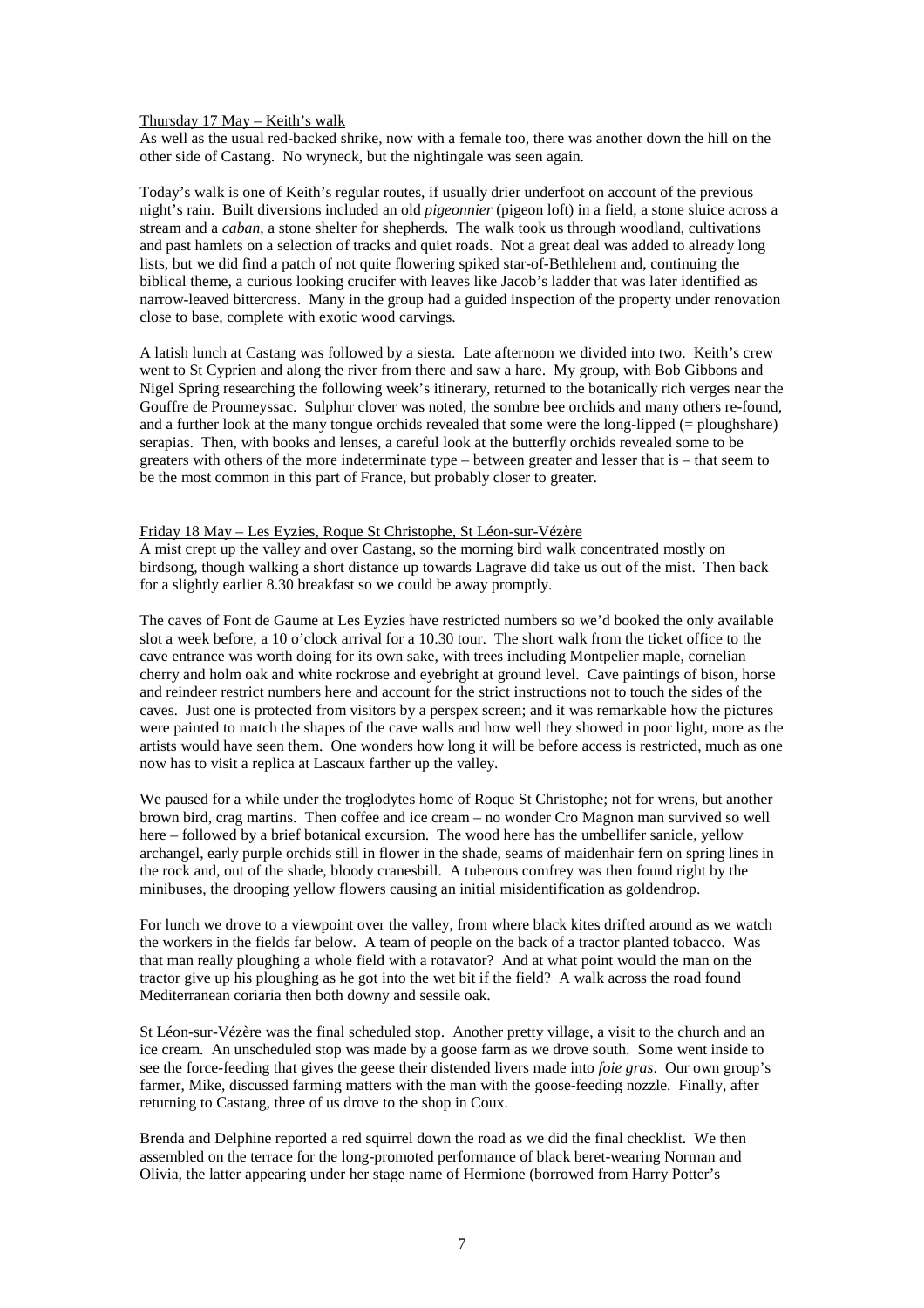Thursday 17 May – Keith's walk

As well as the usual red-backed shrike, now with a female too, there was another down the hill on the other side of Castang. No wryneck, but the nightingale was seen again.

Today's walk is one of Keith's regular routes, if usually drier underfoot on account of the previous night's rain. Built diversions included an old *pigeonnier* (pigeon loft) in a field, a stone sluice across a stream and a *caban*, a stone shelter for shepherds. The walk took us through woodland, cultivations and past hamlets on a selection of tracks and quiet roads. Not a great deal was added to already long lists, but we did find a patch of not quite flowering spiked star-of-Bethlehem and, continuing the biblical theme, a curious looking crucifer with leaves like Jacob's ladder that was later identified as narrow-leaved bittercress. Many in the group had a guided inspection of the property under renovation close to base, complete with exotic wood carvings.

A latish lunch at Castang was followed by a siesta. Late afternoon we divided into two. Keith's crew went to St Cyprien and along the river from there and saw a hare. My group, with Bob Gibbons and Nigel Spring researching the following week's itinerary, returned to the botanically rich verges near the Gouffre de Proumeyssac. Sulphur clover was noted, the sombre bee orchids and many others re-found, and a further look at the many tongue orchids revealed that some were the long-lipped (= ploughshare) serapias. Then, with books and lenses, a careful look at the butterfly orchids revealed some to be greaters with others of the more indeterminate type – between greater and lesser that is – that seem to be the most common in this part of France, but probably closer to greater.

Friday 18 May – Les Eyzies, Roque St Christophe, St Léon-sur-Vézère

A mist crept up the valley and over Castang, so the morning bird walk concentrated mostly on birdsong, though walking a short distance up towards Lagrave did take us out of the mist. Then back for a slightly earlier 8.30 breakfast so we could be away promptly.

The caves of Font de Gaume at Les Eyzies have restricted numbers so we'd booked the only available slot a week before, a 10 o'clock arrival for a 10.30 tour. The short walk from the ticket office to the cave entrance was worth doing for its own sake, with trees including Montpelier maple, cornelian cherry and holm oak and white rockrose and eyebright at ground level. Cave paintings of bison, horse and reindeer restrict numbers here and account for the strict instructions not to touch the sides of the caves. Just one is protected from visitors by a perspex screen; and it was remarkable how the pictures were painted to match the shapes of the cave walls and how well they showed in poor light, more as the artists would have seen them. One wonders how long it will be before access is restricted, much as one now has to visit a replica at Lascaux farther up the valley.

We paused for a while under the troglodytes home of Roque St Christophe; not for wrens, but another brown bird, crag martins. Then coffee and ice cream – no wonder Cro Magnon man survived so well here – followed by a brief botanical excursion. The wood here has the umbellifer sanicle, yellow archangel, early purple orchids still in flower in the shade, seams of maidenhair fern on spring lines in the rock and, out of the shade, bloody cranesbill. A tuberous comfrey was then found right by the minibuses, the drooping yellow flowers causing an initial misidentification as goldendrop.

For lunch we drove to a viewpoint over the valley, from where black kites drifted around as we watch the workers in the fields far below. A team of people on the back of a tractor planted tobacco. Was that man really ploughing a whole field with a rotavator? And at what point would the man on the tractor give up his ploughing as he got into the wet bit if the field? A walk across the road found Mediterranean coriaria then both downy and sessile oak.

St Léon-sur-Vézère was the final scheduled stop. Another pretty village, a visit to the church and an ice cream. An unscheduled stop was made by a goose farm as we drove south. Some went inside to see the force-feeding that gives the geese their distended livers made into *foie gras*. Our own group's farmer, Mike, discussed farming matters with the man with the goose-feeding nozzle. Finally, after returning to Castang, three of us drove to the shop in Coux.

Brenda and Delphine reported a red squirrel down the road as we did the final checklist. We then assembled on the terrace for the long-promoted performance of black beret-wearing Norman and Olivia, the latter appearing under her stage name of Hermione (borrowed from Harry Potter's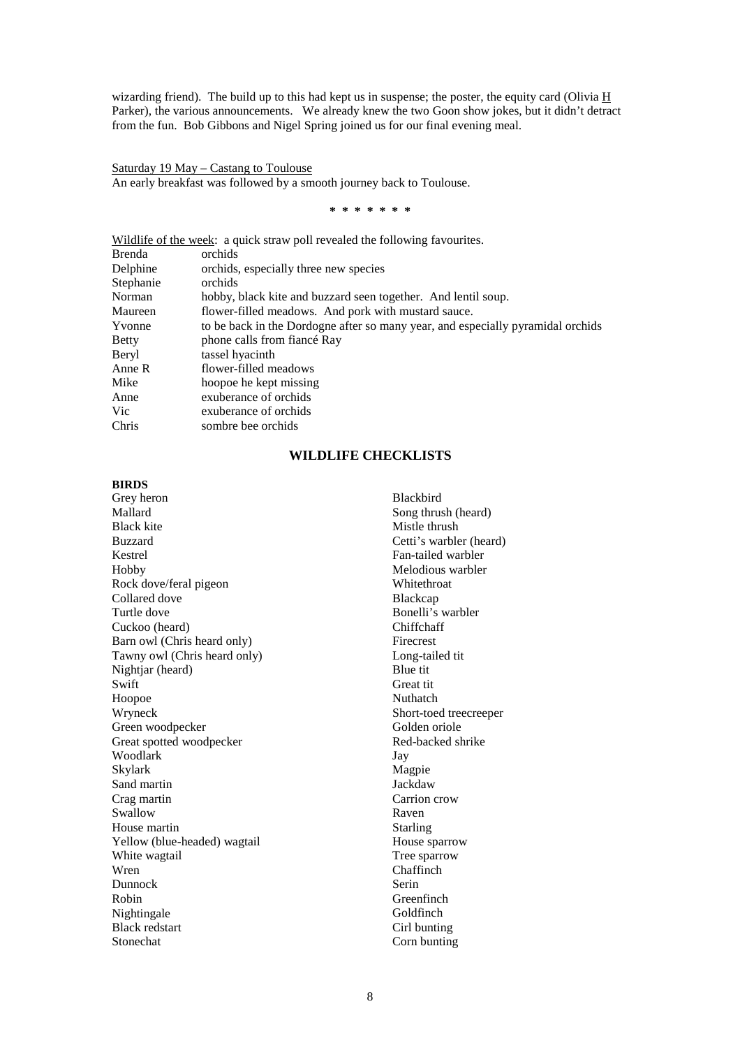wizarding friend). The build up to this had kept us in suspense; the poster, the equity card (Olivia H Parker), the various announcements. We already knew the two Goon show jokes, but it didn't detract from the fun. Bob Gibbons and Nigel Spring joined us for our final evening meal.

Saturday 19 May – Castang to Toulouse

An early breakfast was followed by a smooth journey back to Toulouse.

\* \* \* \* \* \* \*

Wildlife of the week: a quick straw poll revealed the following favourites.

| | |
|---|---|
| Brenda | orchids |
| Delphine | orchids, especially three new species |
| Stephanie | orchids |
| Norman | hobby, black kite and buzzard seen together. And lentil soup. |
| Maureen | flower-filled meadows. And pork with mustard sauce. |
| Yvonne | to be back in the Dordogne after so many year, and especially pyramidal orchids |
| Betty | phone calls from fiancé Ray |
| Beryl | tassel hyacinth |
| Anne R | flower-filled meadows |
| Mike | hoopoe he kept missing |
| Anne | exuberance of orchids |
| Vic | exuberance of orchids |
| Chris | sombre bee orchids |

## WILDLIFE CHECKLISTS

**BIRDS**

Grey heron
Mallard
Black kite
Buzzard
Kestrel
Hobby
Rock dove/feral pigeon
Collared dove
Turtle dove
Cuckoo (heard)
Barn owl (Chris heard only)
Tawny owl (Chris heard only)
Nightjar (heard)
Swift
Hoopoe
Wryneck
Green woodpecker
Great spotted woodpecker
Woodlark
Skylark
Sand martin
Crag martin
Swallow
House martin
Yellow (blue-headed) wagtail
White wagtail
Wren
Dunnock
Robin
Nightingale
Black redstart
Stonechat
Blackbird
Song thrush (heard)
Mistle thrush
Cetti's warbler (heard)
Fan-tailed warbler
Melodious warbler
Whitethroat
Blackcap
Bonelli's warbler
Chiffchaff
Firecrest
Long-tailed tit
Blue tit
Great tit
Nuthatch
Short-toed treecreeper
Golden oriole
Red-backed shrike
Jay
Magpie
Jackdaw
Carrion crow
Raven
Starling
House sparrow
Tree sparrow
Chaffinch
Serin
Greenfinch
Goldfinch
Cirl bunting
Corn bunting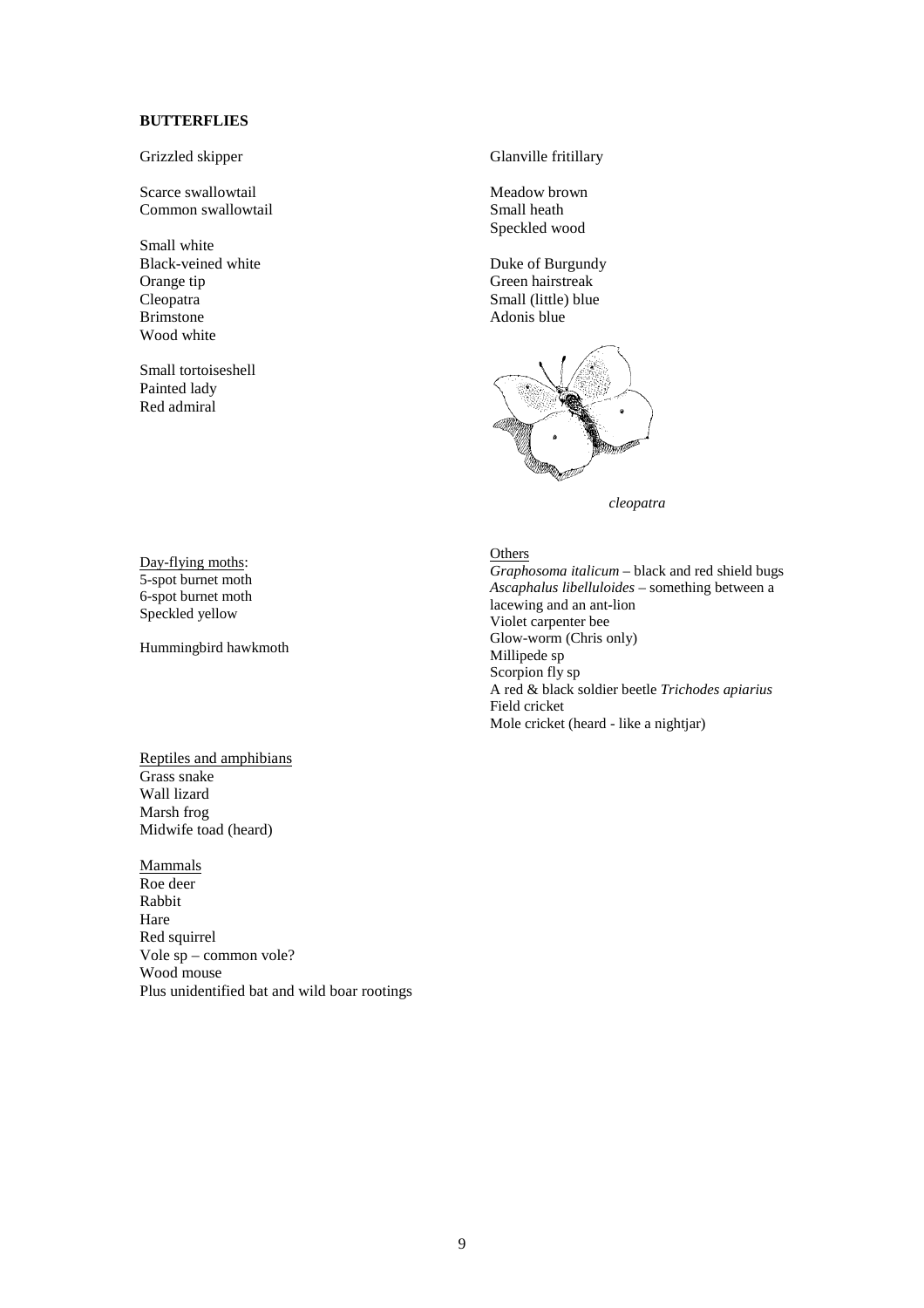**BUTTERFLIES**

Grizzled skipper

Scarce swallowtail
Common swallowtail

Small white
Black-veined white
Orange tip
Cleopatra
Brimstone
Wood white

Small tortoiseshell
Painted lady
Red admiral

Glanville fritillary

Meadow brown
Small heath
Speckled wood

Duke of Burgundy
Green hairstreak
Small (little) blue
Adonis blue

*cleopatra*

<u>Day-flying moths</u>:
5-spot burnet moth
6-spot burnet moth
Speckled yellow

Hummingbird hawkmoth

<u>Others</u>
*Graphosoma italicum* – black and red shield bugs
*Ascaphalus libelluloides* – something between a lacewing and an ant-lion
Violet carpenter bee
Glow-worm (Chris only)
Millipede sp
Scorpion fly sp
A red & black soldier beetle *Trichodes apiarius*
Field cricket
Mole cricket (heard - like a nightjar)

<u>Reptiles and amphibians</u>
Grass snake
Wall lizard
Marsh frog
Midwife toad (heard)

<u>Mammals</u>
Roe deer
Rabbit
Hare
Red squirrel
Vole sp – common vole?
Wood mouse
Plus unidentified bat and wild boar rootings